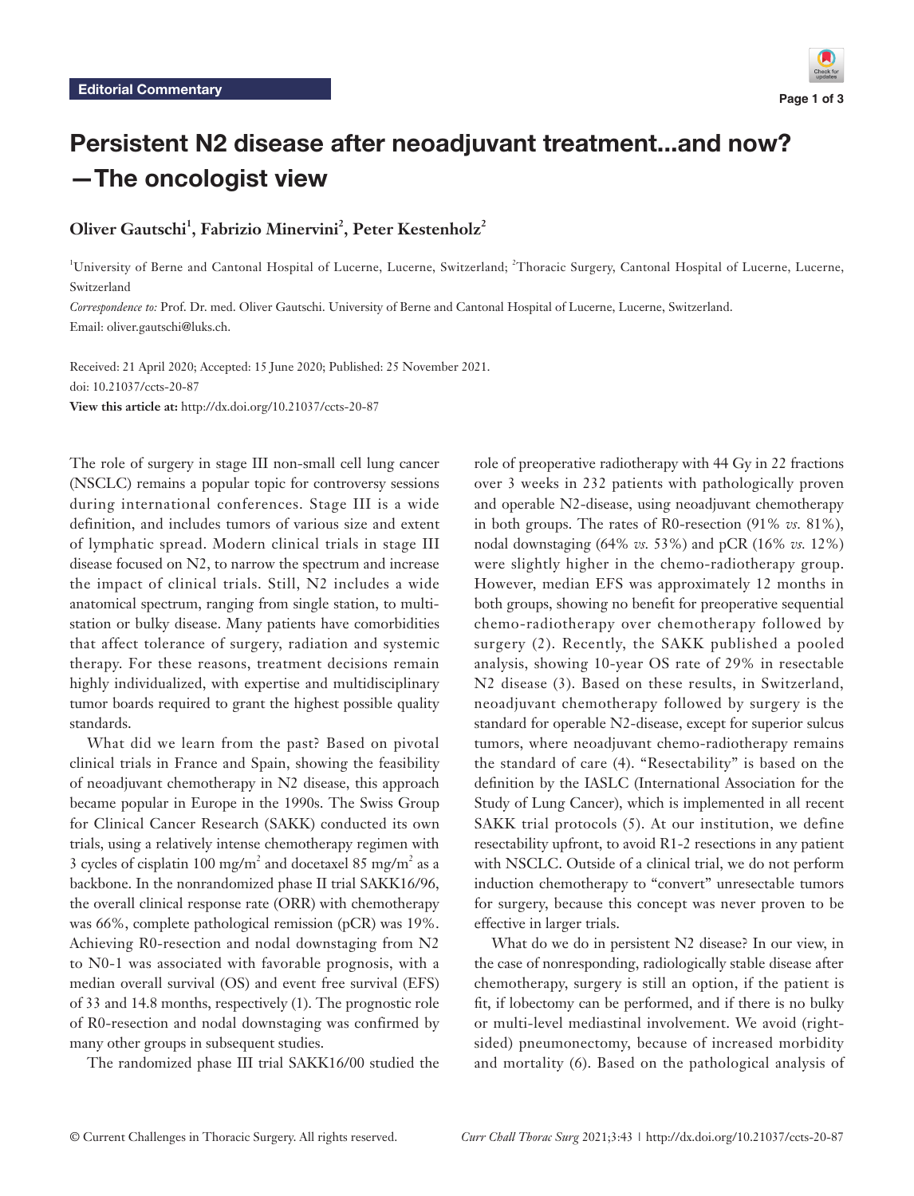Editorial Commentary

# Persistent N2 disease after neoadjuvant treatment...and now? —The oncologist view

**Oliver Gautschi[1], Fabrizio Minervini[2], Peter Kestenholz[2]**

[1]University of Berne and Cantonal Hospital of Lucerne, Lucerne, Switzerland; [2]Thoracic Surgery, Cantonal Hospital of Lucerne, Lucerne, Switzerland

*Correspondence to:* Prof. Dr. med. Oliver Gautschi. University of Berne and Cantonal Hospital of Lucerne, Lucerne, Switzerland. Email: oliver.gautschi@luks.ch.

Received: 21 April 2020; Accepted: 15 June 2020; Published: 25 November 2021.
doi: 10.21037/ccts-20-87
**View this article at:** http://dx.doi.org/10.21037/ccts-20-87

The role of surgery in stage III non-small cell lung cancer (NSCLC) remains a popular topic for controversy sessions during international conferences. Stage III is a wide definition, and includes tumors of various size and extent of lymphatic spread. Modern clinical trials in stage III disease focused on N2, to narrow the spectrum and increase the impact of clinical trials. Still, N2 includes a wide anatomical spectrum, ranging from single station, to multi-station or bulky disease. Many patients have comorbidities that affect tolerance of surgery, radiation and systemic therapy. For these reasons, treatment decisions remain highly individualized, with expertise and multidisciplinary tumor boards required to grant the highest possible quality standards.

What did we learn from the past? Based on pivotal clinical trials in France and Spain, showing the feasibility of neoadjuvant chemotherapy in N2 disease, this approach became popular in Europe in the 1990s. The Swiss Group for Clinical Cancer Research (SAKK) conducted its own trials, using a relatively intense chemotherapy regimen with 3 cycles of cisplatin 100 mg/m$^2$ and docetaxel 85 mg/m$^2$ as a backbone. In the nonrandomized phase II trial SAKK16/96, the overall clinical response rate (ORR) with chemotherapy was 66%, complete pathological remission (pCR) was 19%. Achieving R0-resection and nodal downstaging from N2 to N0-1 was associated with favorable prognosis, with a median overall survival (OS) and event free survival (EFS) of 33 and 14.8 months, respectively (1). The prognostic role of R0-resection and nodal downstaging was confirmed by many other groups in subsequent studies.

The randomized phase III trial SAKK16/00 studied the role of preoperative radiotherapy with 44 Gy in 22 fractions over 3 weeks in 232 patients with pathologically proven and operable N2-disease, using neoadjuvant chemotherapy in both groups. The rates of R0-resection (91% *vs.* 81%), nodal downstaging (64% *vs.* 53%) and pCR (16% *vs.* 12%) were slightly higher in the chemo-radiotherapy group. However, median EFS was approximately 12 months in both groups, showing no benefit for preoperative sequential chemo-radiotherapy over chemotherapy followed by surgery (2). Recently, the SAKK published a pooled analysis, showing 10-year OS rate of 29% in resectable N2 disease (3). Based on these results, in Switzerland, neoadjuvant chemotherapy followed by surgery is the standard for operable N2-disease, except for superior sulcus tumors, where neoadjuvant chemo-radiotherapy remains the standard of care (4). "Resectability" is based on the definition by the IASLC (International Association for the Study of Lung Cancer), which is implemented in all recent SAKK trial protocols (5). At our institution, we define resectability upfront, to avoid R1-2 resections in any patient with NSCLC. Outside of a clinical trial, we do not perform induction chemotherapy to "convert" unresectable tumors for surgery, because this concept was never proven to be effective in larger trials.

What do we do in persistent N2 disease? In our view, in the case of nonresponding, radiologically stable disease after chemotherapy, surgery is still an option, if the patient is fit, if lobectomy can be performed, and if there is no bulky or multi-level mediastinal involvement. We avoid (right-sided) pneumonectomy, because of increased morbidity and mortality (6). Based on the pathological analysis of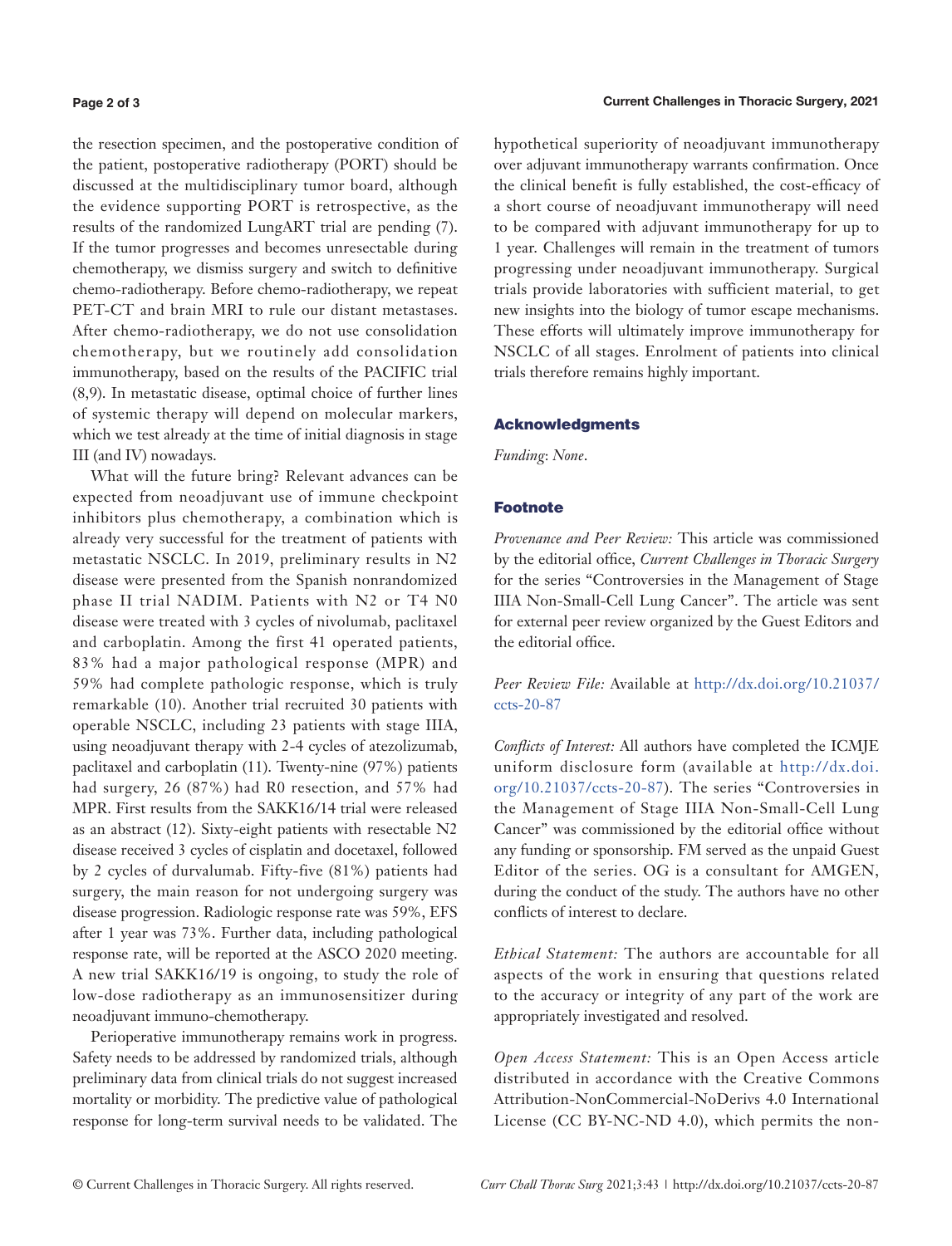the resection specimen, and the postoperative condition of the patient, postoperative radiotherapy (PORT) should be discussed at the multidisciplinary tumor board, although the evidence supporting PORT is retrospective, as the results of the randomized LungART trial are pending (7). If the tumor progresses and becomes unresectable during chemotherapy, we dismiss surgery and switch to definitive chemo-radiotherapy. Before chemo-radiotherapy, we repeat PET-CT and brain MRI to rule our distant metastases. After chemo-radiotherapy, we do not use consolidation chemotherapy, but we routinely add consolidation immunotherapy, based on the results of the PACIFIC trial (8,9). In metastatic disease, optimal choice of further lines of systemic therapy will depend on molecular markers, which we test already at the time of initial diagnosis in stage III (and IV) nowadays.

What will the future bring? Relevant advances can be expected from neoadjuvant use of immune checkpoint inhibitors plus chemotherapy, a combination which is already very successful for the treatment of patients with metastatic NSCLC. In 2019, preliminary results in N2 disease were presented from the Spanish nonrandomized phase II trial NADIM. Patients with N2 or T4 N0 disease were treated with 3 cycles of nivolumab, paclitaxel and carboplatin. Among the first 41 operated patients, 83% had a major pathological response (MPR) and 59% had complete pathologic response, which is truly remarkable (10). Another trial recruited 30 patients with operable NSCLC, including 23 patients with stage IIIA, using neoadjuvant therapy with 2-4 cycles of atezolizumab, paclitaxel and carboplatin (11). Twenty-nine (97%) patients had surgery, 26 (87%) had R0 resection, and 57% had MPR. First results from the SAKK16/14 trial were released as an abstract (12). Sixty-eight patients with resectable N2 disease received 3 cycles of cisplatin and docetaxel, followed by 2 cycles of durvalumab. Fifty-five (81%) patients had surgery, the main reason for not undergoing surgery was disease progression. Radiologic response rate was 59%, EFS after 1 year was 73%. Further data, including pathological response rate, will be reported at the ASCO 2020 meeting. A new trial SAKK16/19 is ongoing, to study the role of low-dose radiotherapy as an immunosensitizer during neoadjuvant immuno-chemotherapy.

Perioperative immunotherapy remains work in progress. Safety needs to be addressed by randomized trials, although preliminary data from clinical trials do not suggest increased mortality or morbidity. The predictive value of pathological response for long-term survival needs to be validated. The hypothetical superiority of neoadjuvant immunotherapy over adjuvant immunotherapy warrants confirmation. Once the clinical benefit is fully established, the cost-efficacy of a short course of neoadjuvant immunotherapy will need to be compared with adjuvant immunotherapy for up to 1 year. Challenges will remain in the treatment of tumors progressing under neoadjuvant immunotherapy. Surgical trials provide laboratories with sufficient material, to get new insights into the biology of tumor escape mechanisms. These efforts will ultimately improve immunotherapy for NSCLC of all stages. Enrolment of patients into clinical trials therefore remains highly important.

## Acknowledgments

*Funding*: *None*.

## Footnote

*Provenance and Peer Review:* This article was commissioned by the editorial office, *Current Challenges in Thoracic Surgery* for the series "Controversies in the Management of Stage IIIA Non-Small-Cell Lung Cancer". The article was sent for external peer review organized by the Guest Editors and the editorial office.

*Peer Review File:* Available at http://dx.doi.org/10.21037/ccts-20-87

*Conflicts of Interest:* All authors have completed the ICMJE uniform disclosure form (available at http://dx.doi.org/10.21037/ccts-20-87). The series "Controversies in the Management of Stage IIIA Non-Small-Cell Lung Cancer" was commissioned by the editorial office without any funding or sponsorship. FM served as the unpaid Guest Editor of the series. OG is a consultant for AMGEN, during the conduct of the study. The authors have no other conflicts of interest to declare.

*Ethical Statement:* The authors are accountable for all aspects of the work in ensuring that questions related to the accuracy or integrity of any part of the work are appropriately investigated and resolved.

*Open Access Statement:* This is an Open Access article distributed in accordance with the Creative Commons Attribution-NonCommercial-NoDerivs 4.0 International License (CC BY-NC-ND 4.0), which permits the non-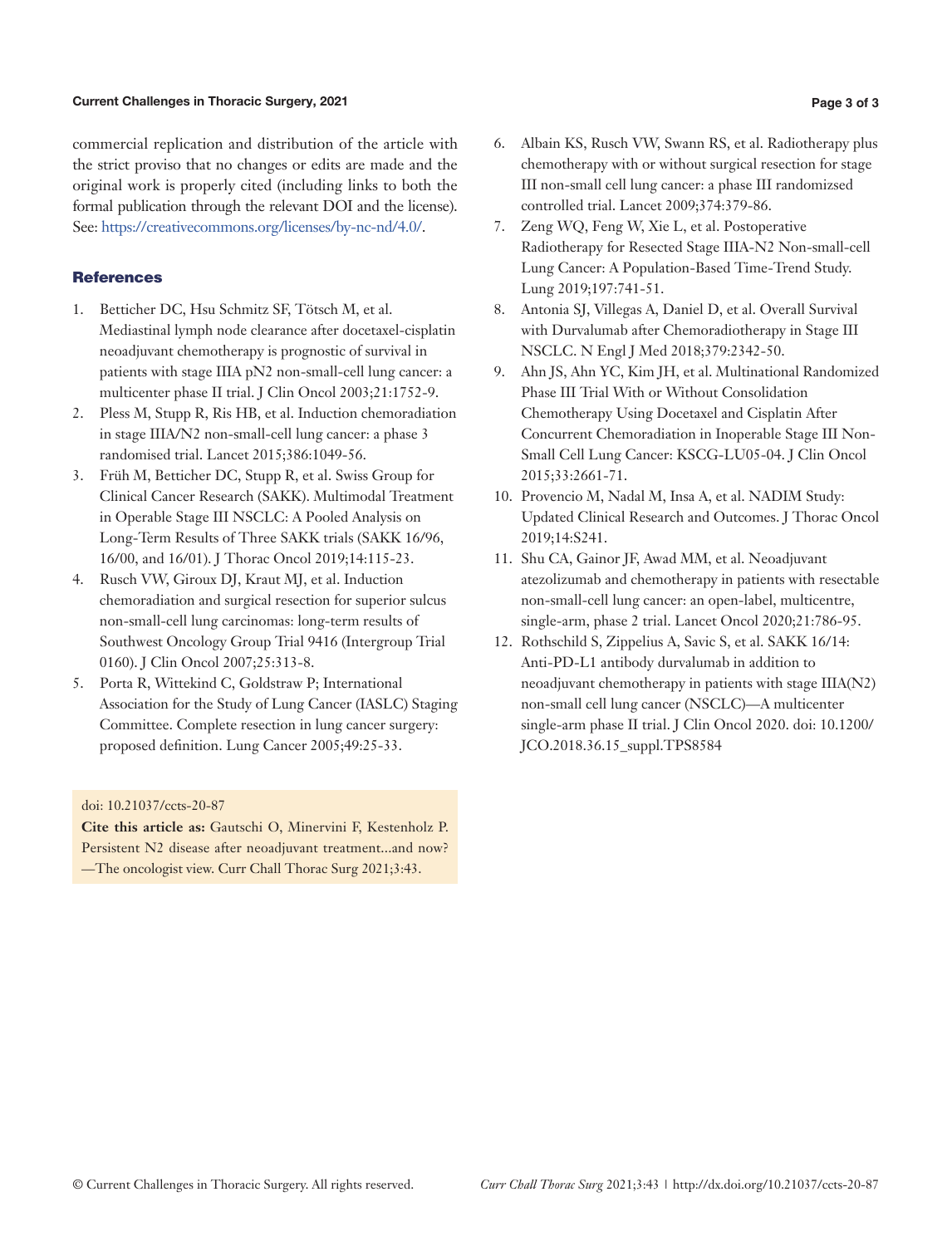commercial replication and distribution of the article with the strict proviso that no changes or edits are made and the original work is properly cited (including links to both the formal publication through the relevant DOI and the license). See: https://creativecommons.org/licenses/by-nc-nd/4.0/.

## References

1. Betticher DC, Hsu Schmitz SF, Tötsch M, et al. Mediastinal lymph node clearance after docetaxel-cisplatin neoadjuvant chemotherapy is prognostic of survival in patients with stage IIIA pN2 non-small-cell lung cancer: a multicenter phase II trial. J Clin Oncol 2003;21:1752-9.
2. Pless M, Stupp R, Ris HB, et al. Induction chemoradiation in stage IIIA/N2 non-small-cell lung cancer: a phase 3 randomised trial. Lancet 2015;386:1049-56.
3. Früh M, Betticher DC, Stupp R, et al. Swiss Group for Clinical Cancer Research (SAKK). Multimodal Treatment in Operable Stage III NSCLC: A Pooled Analysis on Long-Term Results of Three SAKK trials (SAKK 16/96, 16/00, and 16/01). J Thorac Oncol 2019;14:115-23.
4. Rusch VW, Giroux DJ, Kraut MJ, et al. Induction chemoradiation and surgical resection for superior sulcus non-small-cell lung carcinomas: long-term results of Southwest Oncology Group Trial 9416 (Intergroup Trial 0160). J Clin Oncol 2007;25:313-8.
5. Porta R, Wittekind C, Goldstraw P; International Association for the Study of Lung Cancer (IASLC) Staging Committee. Complete resection in lung cancer surgery: proposed definition. Lung Cancer 2005;49:25-33.
6. Albain KS, Rusch VW, Swann RS, et al. Radiotherapy plus chemotherapy with or without surgical resection for stage III non-small cell lung cancer: a phase III randomizsed controlled trial. Lancet 2009;374:379-86.
7. Zeng WQ, Feng W, Xie L, et al. Postoperative Radiotherapy for Resected Stage IIIA-N2 Non-small-cell Lung Cancer: A Population-Based Time-Trend Study. Lung 2019;197:741-51.
8. Antonia SJ, Villegas A, Daniel D, et al. Overall Survival with Durvalumab after Chemoradiotherapy in Stage III NSCLC. N Engl J Med 2018;379:2342-50.
9. Ahn JS, Ahn YC, Kim JH, et al. Multinational Randomized Phase III Trial With or Without Consolidation Chemotherapy Using Docetaxel and Cisplatin After Concurrent Chemoradiation in Inoperable Stage III Non-Small Cell Lung Cancer: KSCG-LU05-04. J Clin Oncol 2015;33:2661-71.
10. Provencio M, Nadal M, Insa A, et al. NADIM Study: Updated Clinical Research and Outcomes. J Thorac Oncol 2019;14:S241.
11. Shu CA, Gainor JF, Awad MM, et al. Neoadjuvant atezolizumab and chemotherapy in patients with resectable non-small-cell lung cancer: an open-label, multicentre, single-arm, phase 2 trial. Lancet Oncol 2020;21:786-95.
12. Rothschild S, Zippelius A, Savic S, et al. SAKK 16/14: Anti-PD-L1 antibody durvalumab in addition to neoadjuvant chemotherapy in patients with stage IIIA(N2) non-small cell lung cancer (NSCLC)—A multicenter single-arm phase II trial. J Clin Oncol 2020. doi: 10.1200/JCO.2018.36.15_suppl.TPS8584

doi: 10.21037/ccts-20-87

**Cite this article as:** Gautschi O, Minervini F, Kestenholz P. Persistent N2 disease after neoadjuvant treatment...and now? —The oncologist view. Curr Chall Thorac Surg 2021;3:43.